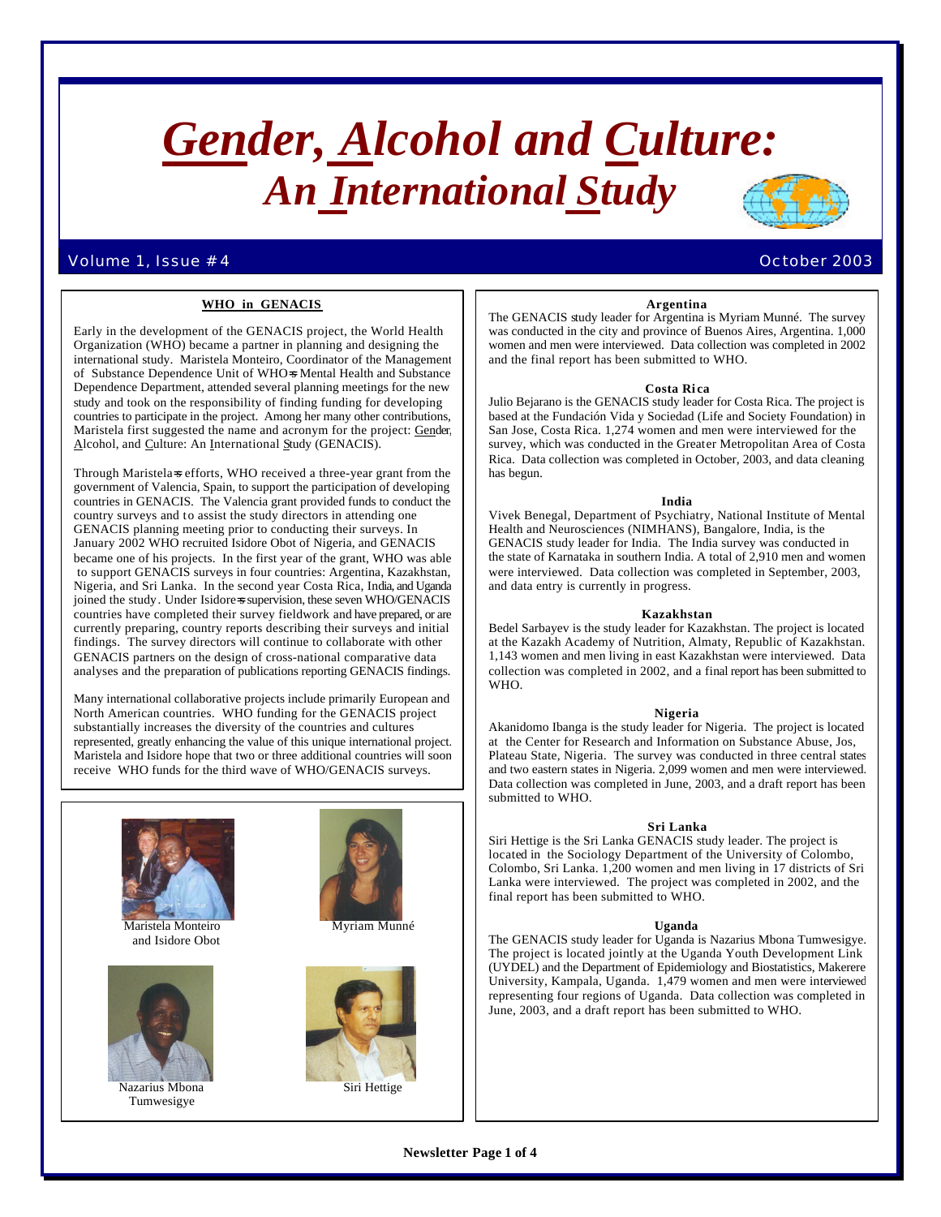# *Gender, Alcohol and Culture: An International Study*

Volume 1, Issue #4 October 2003

## WHO in GENACIS

Early in the development of the GENACIS project, the World Health Organization (WHO) became a partner in planning and designing the international study. Maristela Monteiro, Coordinator of the Management of Substance Dependence Unit of WHO=s Mental Health and Substance Dependence Department, attended several planning meetings for the new study and took on the responsibility of finding funding for developing countries to participate in the project. Among her many other contributions, Maristela first suggested the name and acronym for the project: Gender, Alcohol, and Culture: An International Study (GENACIS).

Through Maristela=s efforts, WHO received a three-year grant from the government of Valencia, Spain, to support the participation of developing countries in GENACIS. The Valencia grant provided funds to conduct the country surveys and to assist the study directors in attending one GENACIS planning meeting prior to conducting their surveys. In January 2002 WHO recruited Isidore Obot of Nigeria, and GENACIS became one of his projects. In the first year of the grant, WHO was able to support GENACIS surveys in four countries: Argentina, Kazakhstan, Nigeria, and Sri Lanka. In the second year Costa Rica, India, and Uganda joined the study. Under Isidore=s supervision, these seven WHO/GENACIS countries have completed their survey fieldwork and have prepared, or are currently preparing, country reports describing their surveys and initial findings. The survey directors will continue to collaborate with other GENACIS partners on the design of cross-national comparative data analyses and the preparation of publications reporting GENACIS findings.

Many international collaborative projects include primarily European and North American countries. WHO funding for the GENACIS project substantially increases the diversity of the countries and cultures represented, greatly enhancing the value of this unique international project. Maristela and Isidore hope that two or three additional countries will soon receive WHO funds for the third wave of WHO/GENACIS surveys.

Maristela Monteiro and Isidore Obot

Myriam Munné

Nazarius Mbona Tumwesigye

Siri Hettige

### Argentina

The GENACIS study leader for Argentina is Myriam Munné. The survey was conducted in the city and province of Buenos Aires, Argentina. 1,000 women and men were interviewed. Data collection was completed in 2002 and the final report has been submitted to WHO.

### Costa Rica

Julio Bejarano is the GENACIS study leader for Costa Rica. The project is based at the Fundación Vida y Sociedad (Life and Society Foundation) in San Jose, Costa Rica. 1,274 women and men were interviewed for the survey, which was conducted in the Greater Metropolitan Area of Costa Rica. Data collection was completed in October, 2003, and data cleaning has begun.

### India

Vivek Benegal, Department of Psychiatry, National Institute of Mental Health and Neurosciences (NIMHANS), Bangalore, India, is the GENACIS study leader for India. The India survey was conducted in the state of Karnataka in southern India. A total of 2,910 men and women were interviewed. Data collection was completed in September, 2003, and data entry is currently in progress.

### Kazakhstan

Bedel Sarbayev is the study leader for Kazakhstan. The project is located at the Kazakh Academy of Nutrition, Almaty, Republic of Kazakhstan. 1,143 women and men living in east Kazakhstan were interviewed. Data collection was completed in 2002, and a final report has been submitted to WHO.

### Nigeria

Akanidomo Ibanga is the study leader for Nigeria. The project is located at the Center for Research and Information on Substance Abuse, Jos, Plateau State, Nigeria. The survey was conducted in three central states and two eastern states in Nigeria. 2,099 women and men were interviewed. Data collection was completed in June, 2003, and a draft report has been submitted to WHO.

### Sri Lanka

Siri Hettige is the Sri Lanka GENACIS study leader. The project is located in the Sociology Department of the University of Colombo, Colombo, Sri Lanka. 1,200 women and men living in 17 districts of Sri Lanka were interviewed. The project was completed in 2002, and the final report has been submitted to WHO.

### Uganda

The GENACIS study leader for Uganda is Nazarius Mbona Tumwesigye. The project is located jointly at the Uganda Youth Development Link (UYDEL) and the Department of Epidemiology and Biostatistics, Makerere University, Kampala, Uganda. 1,479 women and men were interviewed representing four regions of Uganda. Data collection was completed in June, 2003, and a draft report has been submitted to WHO.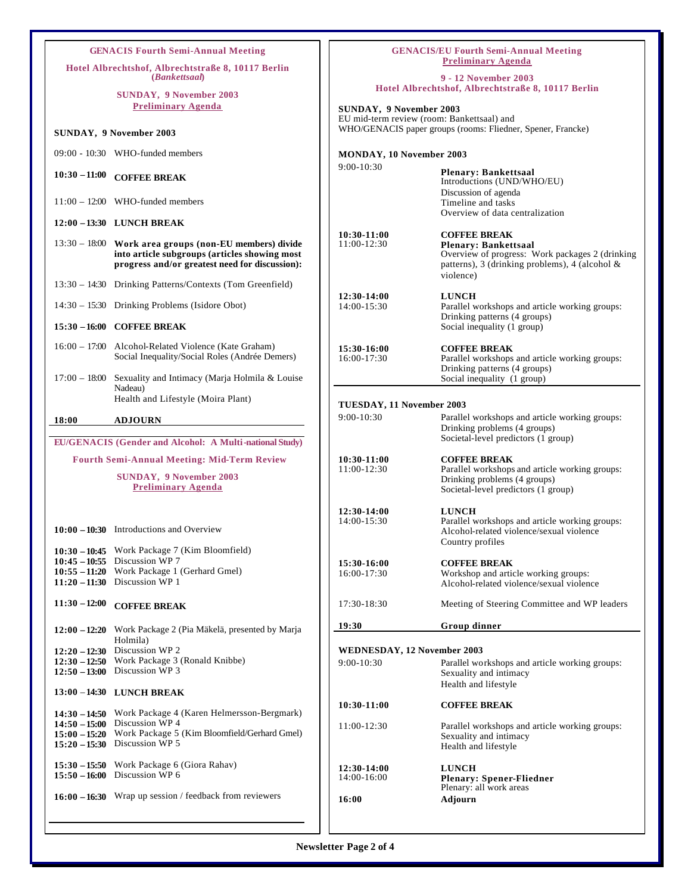## GENACIS Fourth Semi-Annual Meeting

**Hotel Albrechtshof, Albrechtstraße 8, 10117 Berlin (*Bankettsaal*)**

**SUNDAY, 9 November 2003**

**Preliminary Agenda**

### SUNDAY, 9 November 2003

| | |
|---|---|
| 09:00 - 10:30 | WHO-funded members |
| **10:30 – 11:00** | **COFFEE BREAK** |
| 11:00 – 12:00 | WHO-funded members |
| **12:00 – 13:30** | **LUNCH BREAK** |
| 13:30 – 18:00 | **Work area groups (non-EU members) divide into article subgroups (articles showing most progress and/or greatest need for discussion):** |
| 13:30 – 14:30 | Drinking Patterns/Contexts (Tom Greenfield) |
| 14:30 – 15:30 | Drinking Problems (Isidore Obot) |
| **15:30 – 16:00** | **COFFEE BREAK** |
| 16:00 – 17:00 | Alcohol-Related Violence (Kate Graham)<br>Social Inequality/Social Roles (Andrée Demers) |
| 17:00 – 18:00 | Sexuality and Intimacy (Marja Holmila & Louise Nadeau)<br>Health and Lifestyle (Moira Plant) |
| **18:00** | **ADJOURN** |

## EU/GENACIS (Gender and Alcohol: A Multi-national Study)

**Fourth Semi-Annual Meeting: Mid-Term Review**

**SUNDAY, 9 November 2003**

**Preliminary Agenda**

| | |
|---|---|
| **10:00 – 10:30** | Introductions and Overview |
| **10:30 – 10:45** | Work Package 7 (Kim Bloomfield) |
| **10:45 – 10:55** | Discussion WP 7 |
| **10:55 – 11:20** | Work Package 1 (Gerhard Gmel) |
| **11:20 – 11:30** | Discussion WP 1 |
| **11:30 – 12:00** | **COFFEE BREAK** |
| **12:00 – 12:20** | Work Package 2 (Pia Mäkelä, presented by Marja Holmila) |
| **12:20 – 12:30** | Discussion WP 2 |
| **12:30 – 12:50** | Work Package 3 (Ronald Knibbe) |
| **12:50 – 13:00** | Discussion WP 3 |
| **13:00 – 14:30** | **LUNCH BREAK** |
| **14:30 – 14:50** | Work Package 4 (Karen Helmersson-Bergmark) |
| **14:50 – 15:00** | Discussion WP 4 |
| **15:00 – 15:20** | Work Package 5 (Kim Bloomfield/Gerhard Gmel) |
| **15:20 – 15:30** | Discussion WP 5 |
| **15:30 – 15:50** | Work Package 6 (Giora Rahav) |
| **15:50 – 16:00** | Discussion WP 6 |
| **16:00 – 16:30** | Wrap up session / feedback from reviewers |

## GENACIS/EU Fourth Semi-Annual Meeting

**Preliminary Agenda**

**9 - 12 November 2003**

**Hotel Albrechtshof, Albrechtstraße 8, 10117 Berlin**

**SUNDAY, 9 November 2003**

EU mid-term review (room: Bankettsaal) and
WHO/GENACIS paper groups (rooms: Fliedner, Spener, Francke)

### MONDAY, 10 November 2003

| | |
|---|---|
| 9:00-10:30 | **Plenary: Bankettsaal**<br>Introductions (UND/WHO/EU)<br>Discussion of agenda<br>Timeline and tasks<br>Overview of data centralization |
| **10:30-11:00** | **COFFEE BREAK** |
| 11:00-12:30 | **Plenary: Bankettsaal**<br>Overview of progress: Work packages 2 (drinking patterns), 3 (drinking problems), 4 (alcohol & violence) |
| **12:30-14:00** | **LUNCH** |
| 14:00-15:30 | Parallel workshops and article working groups:<br>Drinking patterns (4 groups)<br>Social inequality (1 group) |
| **15:30-16:00** | **COFFEE BREAK** |
| 16:00-17:30 | Parallel workshops and article working groups:<br>Drinking patterns (4 groups)<br>Social inequality (1 group) |

### TUESDAY, 11 November 2003

| | |
|---|---|
| 9:00-10:30 | Parallel workshops and article working groups:<br>Drinking problems (4 groups)<br>Societal-level predictors (1 group) |
| **10:30-11:00** | **COFFEE BREAK** |
| 11:00-12:30 | Parallel workshops and article working groups:<br>Drinking problems (4 groups)<br>Societal-level predictors (1 group) |
| **12:30-14:00** | **LUNCH** |
| 14:00-15:30 | Parallel workshops and article working groups:<br>Alcohol-related violence/sexual violence<br>Country profiles |
| **15:30-16:00** | **COFFEE BREAK** |
| 16:00-17:30 | Workshop and article working groups:<br>Alcohol-related violence/sexual violence |
| 17:30-18:30 | Meeting of Steering Committee and WP leaders |
| **19:30** | **Group dinner** |

### WEDNESDAY, 12 November 2003

| | |
|---|---|
| 9:00-10:30 | Parallel workshops and article working groups:<br>Sexuality and intimacy<br>Health and lifestyle |
| **10:30-11:00** | **COFFEE BREAK** |
| 11:00-12:30 | Parallel workshops and article working groups:<br>Sexuality and intimacy<br>Health and lifestyle |
| **12:30-14:00** | **LUNCH** |
| 14:00-16:00 | **Plenary: Spener-Fliedner**<br>Plenary: all work areas |
| **16:00** | **Adjourn** |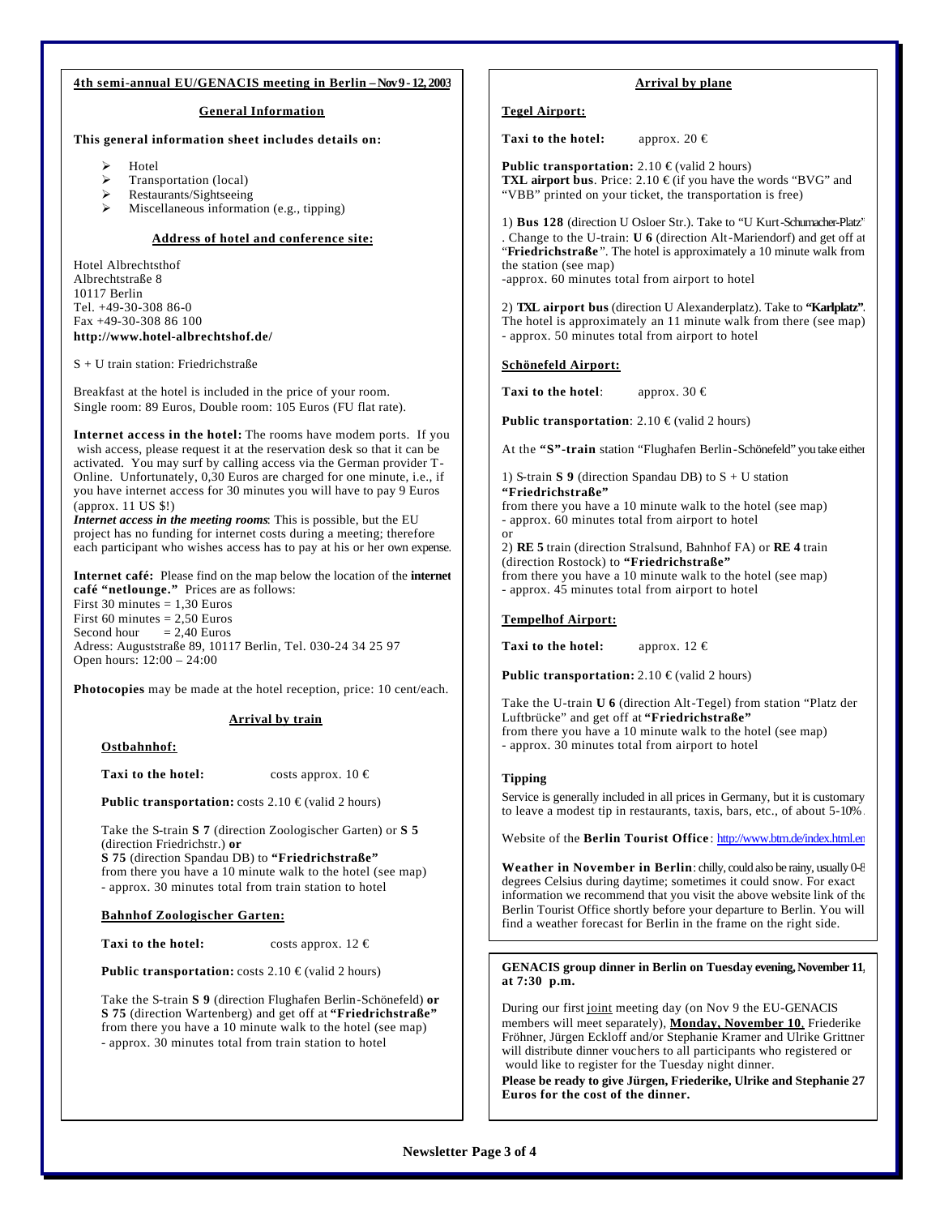## 4th semi-annual EU/GENACIS meeting in Berlin – Nov 9 - 12, 2003

### General Information

**This general information sheet includes details on:**

- Hotel
- Transportation (local)
- Restaurants/Sightseeing
- Miscellaneous information (e.g., tipping)

### Address of hotel and conference site:

Hotel Albrechtsthof
Albrechtstraße 8
10117 Berlin
Tel. +49-30-308 86-0
Fax +49-30-308 86 100
**http://www.hotel-albrechtshof.de/**

S + U train station: Friedrichstraße

Breakfast at the hotel is included in the price of your room.
Single room: 89 Euros, Double room: 105 Euros (FU flat rate).

**Internet access in the hotel:** The rooms have modem ports. If you wish access, please request it at the reservation desk so that it can be activated. You may surf by calling access via the German provider T-Online. Unfortunately, 0,30 Euros are charged for one minute, i.e., if you have internet access for 30 minutes you will have to pay 9 Euros (approx. 11 US $!)
***Internet access in the meeting rooms***: This is possible, but the EU project has no funding for internet costs during a meeting; therefore each participant who wishes access has to pay at his or her own expense.

**Internet café:** Please find on the map below the location of the **internet café "netlounge."** Prices are as follows:
First 30 minutes = 1,30 Euros
First 60 minutes = 2,50 Euros
Second hour = 2,40 Euros
Adress: Auguststraße 89, 10117 Berlin, Tel. 030-24 34 25 97
Open hours: 12:00 – 24:00

**Photocopies** may be made at the hotel reception, price: 10 cent/each.

### Arrival by train

**Ostbahnhof:**

**Taxi to the hotel:** costs approx. 10 €

**Public transportation:** costs 2.10 € (valid 2 hours)

Take the S-train **S 7** (direction Zoologischer Garten) or **S 5** (direction Friedrichstr.) **or**
**S 75** (direction Spandau DB) to **"Friedrichstraße"**
from there you have a 10 minute walk to the hotel (see map)
- approx. 30 minutes total from train station to hotel

**Bahnhof Zoologischer Garten:**

**Taxi to the hotel:** costs approx. 12 €

**Public transportation:** costs 2.10 € (valid 2 hours)

Take the S-train **S 9** (direction Flughafen Berlin-Schönefeld) **or S 75** (direction Wartenberg) and get off at **"Friedrichstraße"**
from there you have a 10 minute walk to the hotel (see map)
- approx. 30 minutes total from train station to hotel

### Arrival by plane

**Tegel Airport:**

**Taxi to the hotel:** approx. 20 €

**Public transportation:** 2.10 € (valid 2 hours)
**TXL airport bus**. Price: 2.10 € (if you have the words "BVG" and "VBB" printed on your ticket, the transportation is free)

1) **Bus 128** (direction U Osloer Str.). Take to "U Kurt-Schumacher-Platz". Change to the U-train: **U 6** (direction Alt-Mariendorf) and get off at "**Friedrichstraße**". The hotel is approximately a 10 minute walk from the station (see map)
-approx. 60 minutes total from airport to hotel

2) **TXL airport bus** (direction U Alexanderplatz). Take to **"Karlplatz"**. The hotel is approximately an 11 minute walk from there (see map)
- approx. 50 minutes total from airport to hotel

**Schönefeld Airport:**

**Taxi to the hotel**: approx. 30 €

**Public transportation**: 2.10 € (valid 2 hours)

At the **"S"-train** station "Flughafen Berlin-Schönefeld" you take either

1) S-train **S 9** (direction Spandau DB) to S + U station **"Friedrichstraße"**
from there you have a 10 minute walk to the hotel (see map)
- approx. 60 minutes total from airport to hotel
or
2) **RE 5** train (direction Stralsund, Bahnhof FA) or **RE 4** train (direction Rostock) to **"Friedrichstraße"**
from there you have a 10 minute walk to the hotel (see map)
- approx. 45 minutes total from airport to hotel

**Tempelhof Airport:**

**Taxi to the hotel:** approx. 12 €

**Public transportation:** 2.10 € (valid 2 hours)

Take the U-train **U 6** (direction Alt-Tegel) from station "Platz der Luftbrücke" and get off at **"Friedrichstraße"**
from there you have a 10 minute walk to the hotel (see map)
- approx. 30 minutes total from airport to hotel

**Tipping**

Service is generally included in all prices in Germany, but it is customary to leave a modest tip in restaurants, taxis, bars, etc., of about 5-10%.

Website of the **Berlin Tourist Office**: http://www.btm.de/index.html.en

**Weather in November in Berlin**: chilly, could also be rainy, usually 0-8 degrees Celsius during daytime; sometimes it could snow. For exact information we recommend that you visit the above website link of the Berlin Tourist Office shortly before your departure to Berlin. You will find a weather forecast for Berlin in the frame on the right side.

**GENACIS group dinner in Berlin on Tuesday evening, November 11, at 7:30 p.m.**

During our first joint meeting day (on Nov 9 the EU-GENACIS members will meet separately), **Monday, November 10**, Friederike Fröhner, Jürgen Eckloff and/or Stephanie Kramer and Ulrike Grittner will distribute dinner vouchers to all participants who registered or would like to register for the Tuesday night dinner.
**Please be ready to give Jürgen, Friederike, Ulrike and Stephanie 27 Euros for the cost of the dinner.**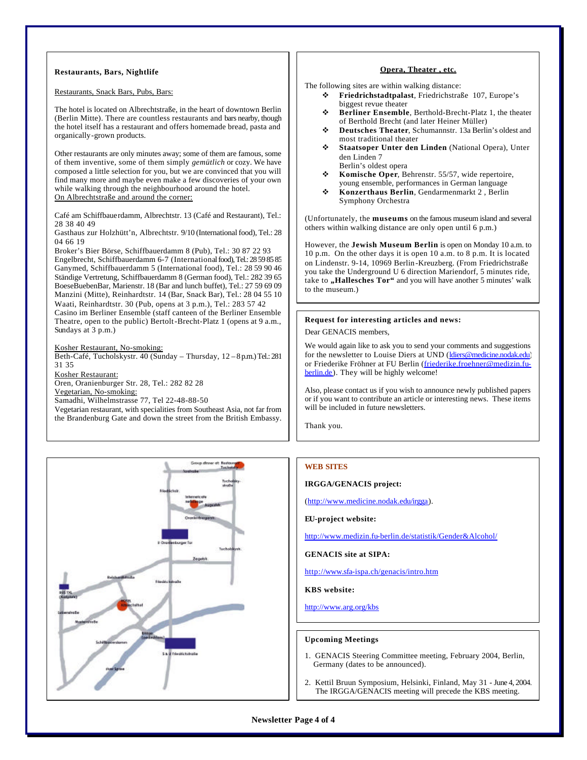**Restaurants, Bars, Nightlife**

Restaurants, Snack Bars, Pubs, Bars:

The hotel is located on Albrechtstraße, in the heart of downtown Berlin (Berlin Mitte). There are countless restaurants and bars nearby, though the hotel itself has a restaurant and offers homemade bread, pasta and organically-grown products.

Other restaurants are only minutes away; some of them are famous, some of them inventive, some of them simply *gemütlich* or cozy. We have composed a little selection for you, but we are convinced that you will find many more and maybe even make a few discoveries of your own while walking through the neighbourhood around the hotel.
On Albrechtstraße and around the corner:

Café am Schiffbauerdamm, Albrechtstr. 13 (Café and Restaurant), Tel.: 28 38 40 49
Gasthaus zur Holzhütt'n, Albrechtstr. 9/10 (International food), Tel.: 28 04 66 19
Broker's Bier Börse, Schiffbauerdamm 8 (Pub), Tel.: 30 87 22 93
Engelbrecht, Schiffbauerdamm 6-7 (International food), Tel.: 28 59 85 85
Ganymed, Schiffbauerdamm 5 (International food), Tel.: 28 59 90 46
Ständige Vertretung, Schiffbauerdamm 8 (German food), Tel.: 282 39 65
BoeseBuebenBar, Marienstr. 18 (Bar and lunch buffet), Tel.: 27 59 69 09
Manzini (Mitte), Reinhardtstr. 14 (Bar, Snack Bar), Tel.: 28 04 55 10
Waati, Reinhardtstr. 30 (Pub, opens at 3 p.m.), Tel.: 283 57 42
Casino im Berliner Ensemble (staff canteen of the Berliner Ensemble Theatre, open to the public) Bertolt-Brecht-Platz 1 (opens at 9 a.m., Sundays at 3 p.m.)

Kosher Restaurant, No-smoking:
Beth-Café, Tucholskystr. 40 (Sunday – Thursday, 12 – 8 p.m.) Tel.: 281 31 35
Kosher Restaurant:
Oren, Oranienburger Str. 28, Tel.: 282 82 28
Vegetarian, No-smoking:
Samadhi, Wilhelmstrasse 77, Tel 22-48-88-50
Vegetarian restaurant, with specialities from Southeast Asia, not far from the Brandenburg Gate and down the street from the British Embassy.

Group dinner at: Restaurant Tucholsky
Auguststr.
Friedrichstr.
Internet-cafe
Oranienburgerstr.
S Oranienburger Tor
Tucholskystr.
Ziegelstr.
Reinhardtstraße
Friedrichstraße
BUS TXL (Kalpura)
HOTEL Albrechtshof
Luisenstraße
Marienstraße
Schiffbauerdamm
Bridge (pedestrians)
S & U Friedrichstraße
river Spree

**Opera, Theater , etc.**

The following sites are within walking distance:

- **Friedrichstadtpalast**, Friedrichstraße 107, Europe's biggest revue theater
- **Berliner Ensemble**, Berthold-Brecht-Platz 1, the theater of Berthold Brecht (and later Heiner Müller)
- **Deutsches Theater**, Schumannstr. 13a Berlin's oldest and most traditional theater
- **Staatsoper Unter den Linden** (National Opera), Unter den Linden 7
  Berlin's oldest opera
- **Komische Oper**, Behrenstr. 55/57, wide repertoire, young ensemble, performances in German language
- **Konzerthaus Berlin**, Gendarmenmarkt 2 , Berlin Symphony Orchestra

(Unfortunately, the **museums** on the famous museum island and several others within walking distance are only open until 6 p.m.)

However, the **Jewish Museum Berlin** is open on Monday 10 a.m. to 10 p.m. On the other days it is open 10 a.m. to 8 p.m. It is located on Lindenstr. 9-14, 10969 Berlin-Kreuzberg. (From Friedrichstraße you take the Underground U 6 direction Mariendorf, 5 minutes ride, take to **„Hallesches Tor"** and you will have another 5 minutes' walk to the museum.)

**Request for interesting articles and news:**

Dear GENACIS members,

We would again like to ask you to send your comments and suggestions for the newsletter to Louise Diers at UND (ldiers@medicine.nodak.edu) or Friederike Fröhner at FU Berlin (friederike.froehner@medizin.fu-berlin.de). They will be highly welcome!

Also, please contact us if you wish to announce newly published papers or if you want to contribute an article or interesting news. These items will be included in future newsletters.

Thank you.

**WEB SITES**

**IRGGA/GENACIS project:**

(http://www.medicine.nodak.edu/irgga).

**EU-project website:**

http://www.medizin.fu-berlin.de/statistik/Gender&Alcohol/

**GENACIS site at SIPA:**

http://www.sfa-ispa.ch/genacis/intro.htm

**KBS website:**

http://www.arg.org/kbs

**Upcoming Meetings**

1. GENACIS Steering Committee meeting, February 2004, Berlin, Germany (dates to be announced).
2. Kettil Bruun Symposium, Helsinki, Finland, May 31 - June 4, 2004. The IRGGA/GENACIS meeting will precede the KBS meeting.